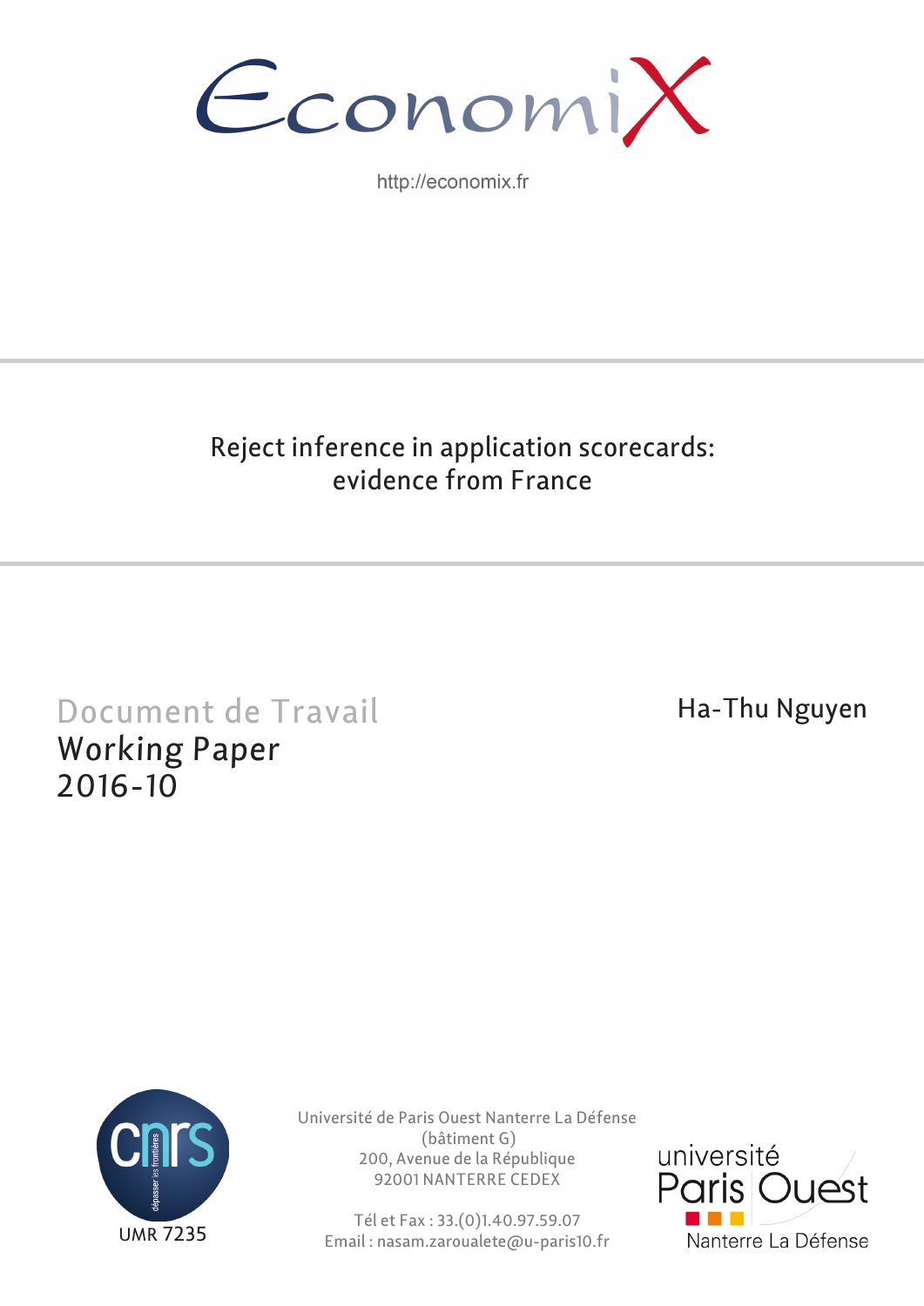EconomiX

http://economix.fr

# Reject inference in application scorecards: evidence from France

Ha-Thu Nguyen

Document de Travail
Working Paper
2016-10

UMR 7235

Université de Paris Ouest Nanterre La Défense
(bâtiment G)
200, Avenue de la République
92001 NANTERRE CEDEX

Tél et Fax : 33.(0)1.40.97.59.07
Email : nasam.zaroualete@u-paris10.fr

université Paris Ouest Nanterre La Défense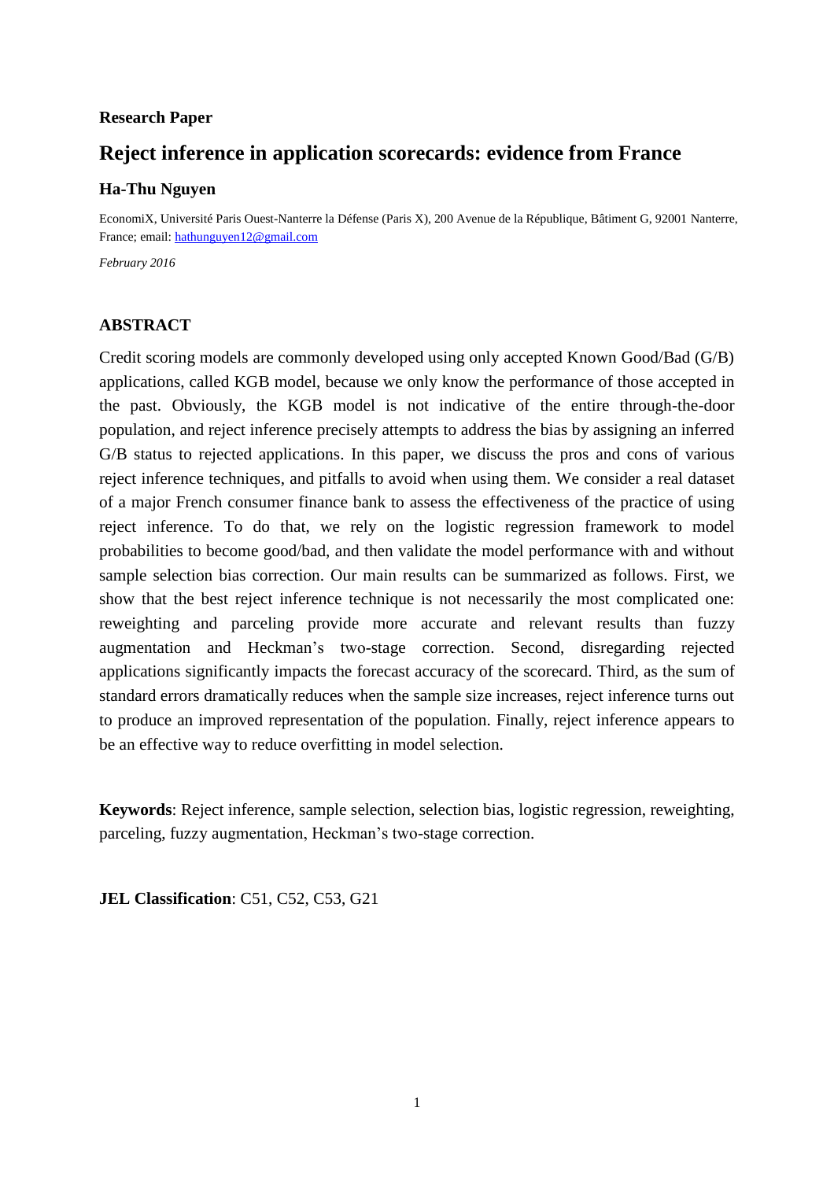**Research Paper**

# Reject inference in application scorecards: evidence from France

### Ha-Thu Nguyen

EconomiX, Université Paris Ouest-Nanterre la Défense (Paris X), 200 Avenue de la République, Bâtiment G, 92001 Nanterre, France; email: hathunguyen12@gmail.com

*February 2016*

## ABSTRACT

Credit scoring models are commonly developed using only accepted Known Good/Bad (G/B) applications, called KGB model, because we only know the performance of those accepted in the past. Obviously, the KGB model is not indicative of the entire through-the-door population, and reject inference precisely attempts to address the bias by assigning an inferred G/B status to rejected applications. In this paper, we discuss the pros and cons of various reject inference techniques, and pitfalls to avoid when using them. We consider a real dataset of a major French consumer finance bank to assess the effectiveness of the practice of using reject inference. To do that, we rely on the logistic regression framework to model probabilities to become good/bad, and then validate the model performance with and without sample selection bias correction. Our main results can be summarized as follows. First, we show that the best reject inference technique is not necessarily the most complicated one: reweighting and parceling provide more accurate and relevant results than fuzzy augmentation and Heckman's two-stage correction. Second, disregarding rejected applications significantly impacts the forecast accuracy of the scorecard. Third, as the sum of standard errors dramatically reduces when the sample size increases, reject inference turns out to produce an improved representation of the population. Finally, reject inference appears to be an effective way to reduce overfitting in model selection.

**Keywords**: Reject inference, sample selection, selection bias, logistic regression, reweighting, parceling, fuzzy augmentation, Heckman's two-stage correction.

**JEL Classification**: C51, C52, C53, G21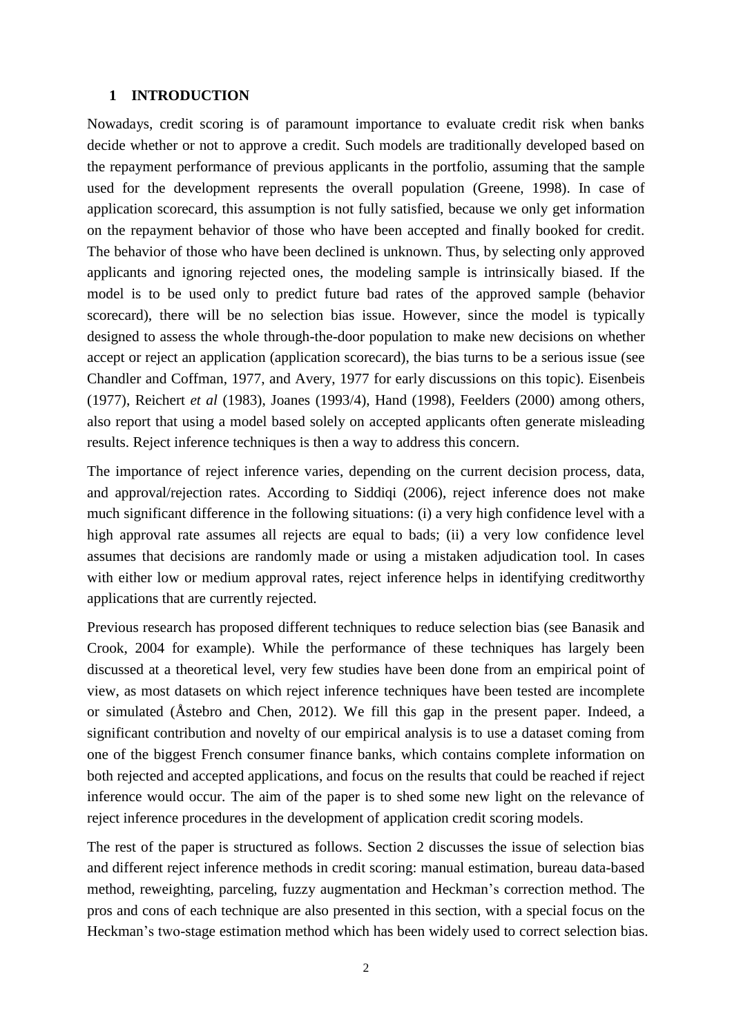## 1 INTRODUCTION

Nowadays, credit scoring is of paramount importance to evaluate credit risk when banks decide whether or not to approve a credit. Such models are traditionally developed based on the repayment performance of previous applicants in the portfolio, assuming that the sample used for the development represents the overall population (Greene, 1998). In case of application scorecard, this assumption is not fully satisfied, because we only get information on the repayment behavior of those who have been accepted and finally booked for credit. The behavior of those who have been declined is unknown. Thus, by selecting only approved applicants and ignoring rejected ones, the modeling sample is intrinsically biased. If the model is to be used only to predict future bad rates of the approved sample (behavior scorecard), there will be no selection bias issue. However, since the model is typically designed to assess the whole through-the-door population to make new decisions on whether accept or reject an application (application scorecard), the bias turns to be a serious issue (see Chandler and Coffman, 1977, and Avery, 1977 for early discussions on this topic). Eisenbeis (1977), Reichert *et al* (1983), Joanes (1993/4), Hand (1998), Feelders (2000) among others, also report that using a model based solely on accepted applicants often generate misleading results. Reject inference techniques is then a way to address this concern.

The importance of reject inference varies, depending on the current decision process, data, and approval/rejection rates. According to Siddiqi (2006), reject inference does not make much significant difference in the following situations: (i) a very high confidence level with a high approval rate assumes all rejects are equal to bads; (ii) a very low confidence level assumes that decisions are randomly made or using a mistaken adjudication tool. In cases with either low or medium approval rates, reject inference helps in identifying creditworthy applications that are currently rejected.

Previous research has proposed different techniques to reduce selection bias (see Banasik and Crook, 2004 for example). While the performance of these techniques has largely been discussed at a theoretical level, very few studies have been done from an empirical point of view, as most datasets on which reject inference techniques have been tested are incomplete or simulated (Åstebro and Chen, 2012). We fill this gap in the present paper. Indeed, a significant contribution and novelty of our empirical analysis is to use a dataset coming from one of the biggest French consumer finance banks, which contains complete information on both rejected and accepted applications, and focus on the results that could be reached if reject inference would occur. The aim of the paper is to shed some new light on the relevance of reject inference procedures in the development of application credit scoring models.

The rest of the paper is structured as follows. Section 2 discusses the issue of selection bias and different reject inference methods in credit scoring: manual estimation, bureau data-based method, reweighting, parceling, fuzzy augmentation and Heckman's correction method. The pros and cons of each technique are also presented in this section, with a special focus on the Heckman's two-stage estimation method which has been widely used to correct selection bias.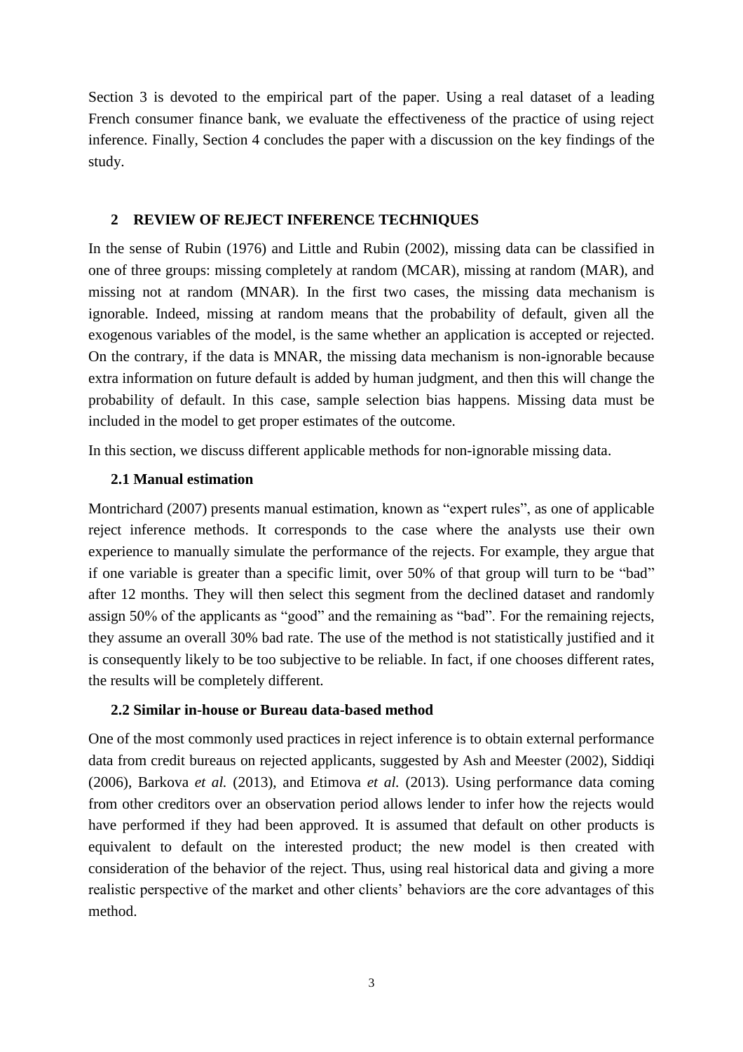Section 3 is devoted to the empirical part of the paper. Using a real dataset of a leading French consumer finance bank, we evaluate the effectiveness of the practice of using reject inference. Finally, Section 4 concludes the paper with a discussion on the key findings of the study.

## 2 REVIEW OF REJECT INFERENCE TECHNIQUES

In the sense of Rubin (1976) and Little and Rubin (2002), missing data can be classified in one of three groups: missing completely at random (MCAR), missing at random (MAR), and missing not at random (MNAR). In the first two cases, the missing data mechanism is ignorable. Indeed, missing at random means that the probability of default, given all the exogenous variables of the model, is the same whether an application is accepted or rejected. On the contrary, if the data is MNAR, the missing data mechanism is non-ignorable because extra information on future default is added by human judgment, and then this will change the probability of default. In this case, sample selection bias happens. Missing data must be included in the model to get proper estimates of the outcome.

In this section, we discuss different applicable methods for non-ignorable missing data.

### 2.1 Manual estimation

Montrichard (2007) presents manual estimation, known as "expert rules", as one of applicable reject inference methods. It corresponds to the case where the analysts use their own experience to manually simulate the performance of the rejects. For example, they argue that if one variable is greater than a specific limit, over 50% of that group will turn to be "bad" after 12 months. They will then select this segment from the declined dataset and randomly assign 50% of the applicants as "good" and the remaining as "bad". For the remaining rejects, they assume an overall 30% bad rate. The use of the method is not statistically justified and it is consequently likely to be too subjective to be reliable. In fact, if one chooses different rates, the results will be completely different.

### 2.2 Similar in-house or Bureau data-based method

One of the most commonly used practices in reject inference is to obtain external performance data from credit bureaus on rejected applicants, suggested by Ash and Meester (2002), Siddiqi (2006), Barkova *et al.* (2013), and Etimova *et al.* (2013). Using performance data coming from other creditors over an observation period allows lender to infer how the rejects would have performed if they had been approved. It is assumed that default on other products is equivalent to default on the interested product; the new model is then created with consideration of the behavior of the reject. Thus, using real historical data and giving a more realistic perspective of the market and other clients' behaviors are the core advantages of this method.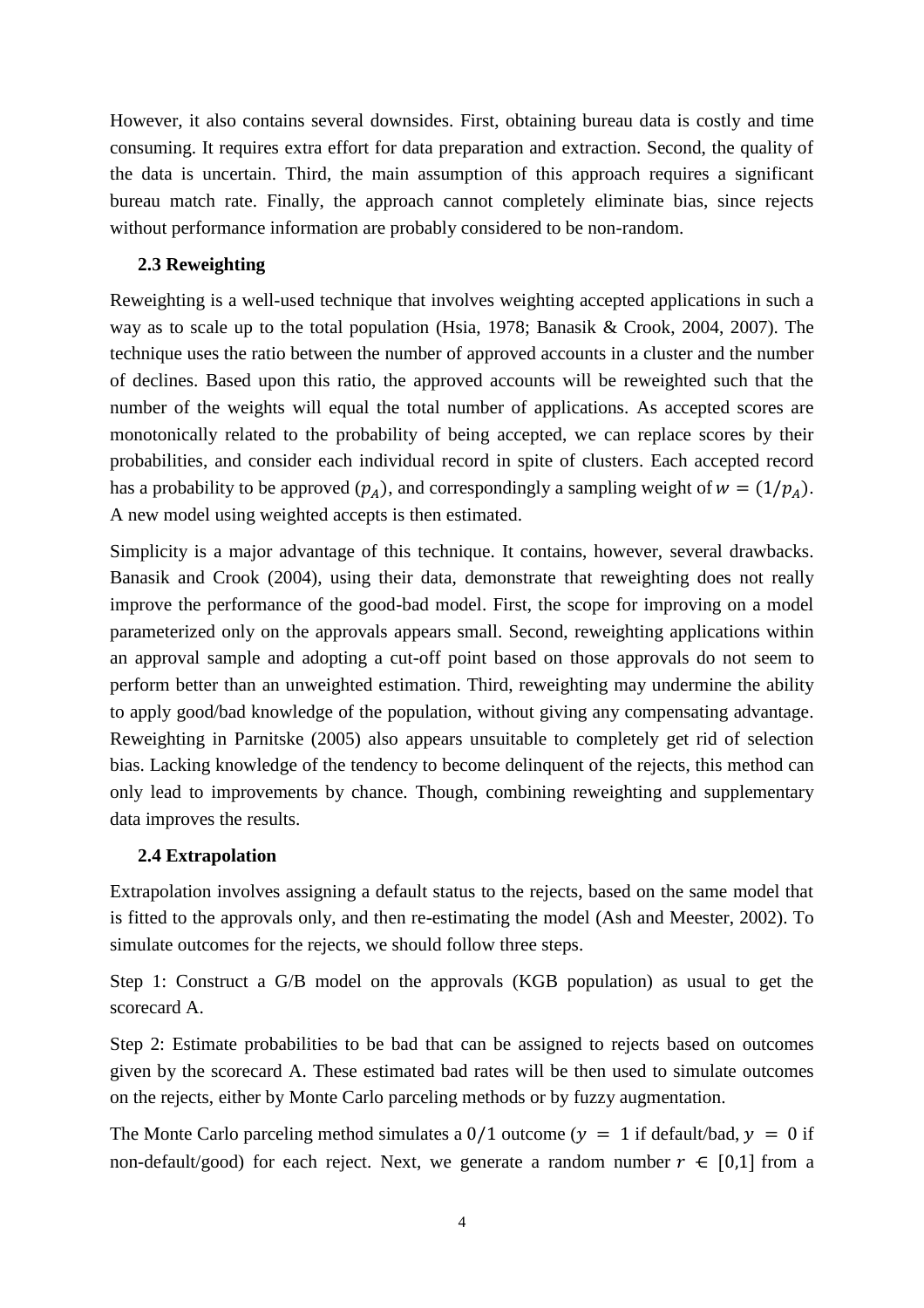However, it also contains several downsides. First, obtaining bureau data is costly and time consuming. It requires extra effort for data preparation and extraction. Second, the quality of the data is uncertain. Third, the main assumption of this approach requires a significant bureau match rate. Finally, the approach cannot completely eliminate bias, since rejects without performance information are probably considered to be non-random.

### 2.3 Reweighting

Reweighting is a well-used technique that involves weighting accepted applications in such a way as to scale up to the total population (Hsia, 1978; Banasik & Crook, 2004, 2007). The technique uses the ratio between the number of approved accounts in a cluster and the number of declines. Based upon this ratio, the approved accounts will be reweighted such that the number of the weights will equal the total number of applications. As accepted scores are monotonically related to the probability of being accepted, we can replace scores by their probabilities, and consider each individual record in spite of clusters. Each accepted record has a probability to be approved ($p_A$), and correspondingly a sampling weight of $w = (1/p_A)$. A new model using weighted accepts is then estimated.

Simplicity is a major advantage of this technique. It contains, however, several drawbacks. Banasik and Crook (2004), using their data, demonstrate that reweighting does not really improve the performance of the good-bad model. First, the scope for improving on a model parameterized only on the approvals appears small. Second, reweighting applications within an approval sample and adopting a cut-off point based on those approvals do not seem to perform better than an unweighted estimation. Third, reweighting may undermine the ability to apply good/bad knowledge of the population, without giving any compensating advantage. Reweighting in Parnitske (2005) also appears unsuitable to completely get rid of selection bias. Lacking knowledge of the tendency to become delinquent of the rejects, this method can only lead to improvements by chance. Though, combining reweighting and supplementary data improves the results.

### 2.4 Extrapolation

Extrapolation involves assigning a default status to the rejects, based on the same model that is fitted to the approvals only, and then re-estimating the model (Ash and Meester, 2002). To simulate outcomes for the rejects, we should follow three steps.

Step 1: Construct a G/B model on the approvals (KGB population) as usual to get the scorecard A.

Step 2: Estimate probabilities to be bad that can be assigned to rejects based on outcomes given by the scorecard A. These estimated bad rates will be then used to simulate outcomes on the rejects, either by Monte Carlo parceling methods or by fuzzy augmentation.

The Monte Carlo parceling method simulates a $0/1$ outcome ($y = 1$ if default/bad, $y = 0$ if non-default/good) for each reject. Next, we generate a random number $r \in [0,1]$ from a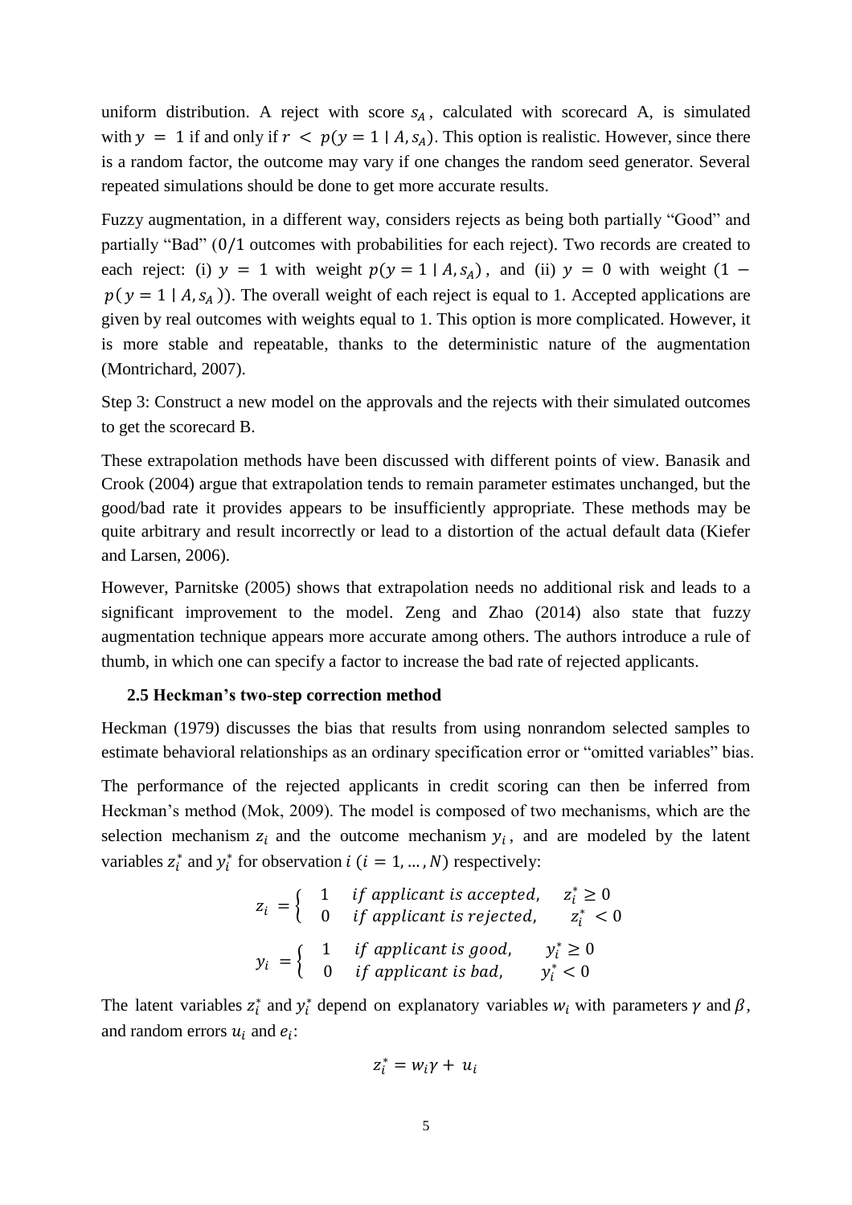uniform distribution. A reject with score $s_A$, calculated with scorecard A, is simulated with $y = 1$ if and only if $r < p(y = 1 \mid A, s_A)$. This option is realistic. However, since there is a random factor, the outcome may vary if one changes the random seed generator. Several repeated simulations should be done to get more accurate results.

Fuzzy augmentation, in a different way, considers rejects as being both partially "Good" and partially "Bad" ($0/1$ outcomes with probabilities for each reject). Two records are created to each reject: (i) $y = 1$ with weight $p(y = 1 \mid A, s_A)$, and (ii) $y = 0$ with weight $(1 - p(y = 1 \mid A, s_A))$. The overall weight of each reject is equal to 1. Accepted applications are given by real outcomes with weights equal to 1. This option is more complicated. However, it is more stable and repeatable, thanks to the deterministic nature of the augmentation (Montrichard, 2007).

Step 3: Construct a new model on the approvals and the rejects with their simulated outcomes to get the scorecard B.

These extrapolation methods have been discussed with different points of view. Banasik and Crook (2004) argue that extrapolation tends to remain parameter estimates unchanged, but the good/bad rate it provides appears to be insufficiently appropriate. These methods may be quite arbitrary and result incorrectly or lead to a distortion of the actual default data (Kiefer and Larsen, 2006).

However, Parnitske (2005) shows that extrapolation needs no additional risk and leads to a significant improvement to the model. Zeng and Zhao (2014) also state that fuzzy augmentation technique appears more accurate among others. The authors introduce a rule of thumb, in which one can specify a factor to increase the bad rate of rejected applicants.

### 2.5 Heckman's two-step correction method

Heckman (1979) discusses the bias that results from using nonrandom selected samples to estimate behavioral relationships as an ordinary specification error or "omitted variables" bias.

The performance of the rejected applicants in credit scoring can then be inferred from Heckman's method (Mok, 2009). The model is composed of two mechanisms, which are the selection mechanism $z_i$ and the outcome mechanism $y_i$, and are modeled by the latent variables $z_i^*$ and $y_i^*$ for observation $i$ $(i = 1, \dots, N)$ respectively:

$$z_i = \begin{cases} 1 & \textit{if applicant is accepted}, \quad z_i^* \geq 0 \\ 0 & \textit{if applicant is rejected}, \quad z_i^* < 0 \end{cases}$$

$$y_i = \begin{cases} 1 & \textit{if applicant is good}, \quad y_i^* \geq 0 \\ 0 & \textit{if applicant is bad}, \quad y_i^* < 0 \end{cases}$$

The latent variables $z_i^*$ and $y_i^*$ depend on explanatory variables $w_i$ with parameters $\gamma$ and $\beta$, and random errors $u_i$ and $e_i$:

$$z_i^* = w_i\gamma + u_i$$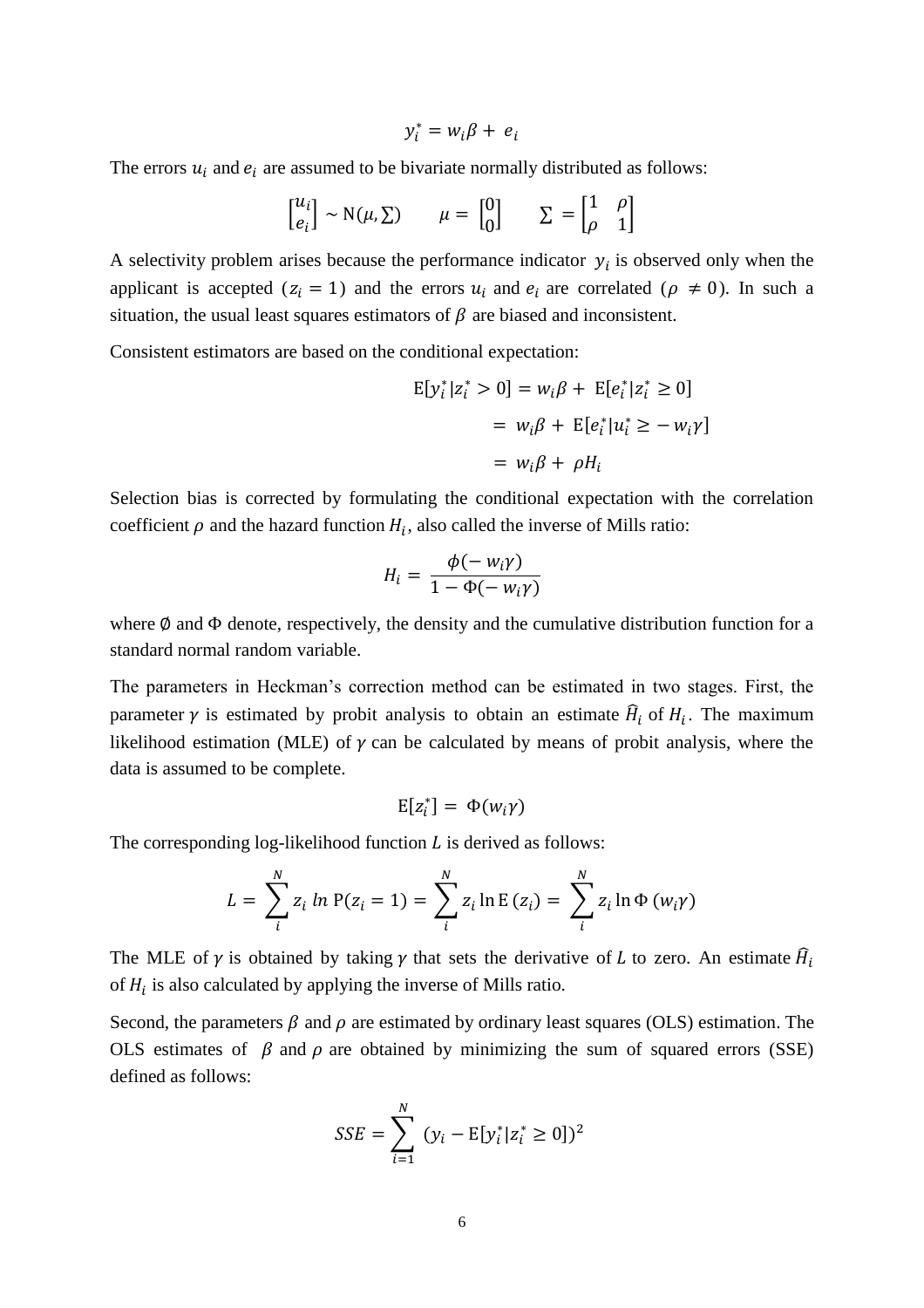$$y_i^* = w_i\beta + e_i$$

The errors $u_i$ and $e_i$ are assumed to be bivariate normally distributed as follows:

$$\begin{bmatrix} u_i \\ e_i \end{bmatrix} \sim \mathrm{N}(\mu, \Sigma) \qquad \mu = \begin{bmatrix} 0 \\ 0 \end{bmatrix} \qquad \Sigma = \begin{bmatrix} 1 & \rho \\ \rho & 1 \end{bmatrix}$$

A selectivity problem arises because the performance indicator $y_i$ is observed only when the applicant is accepted ($z_i = 1$) and the errors $u_i$ and $e_i$ are correlated ($\rho \neq 0$). In such a situation, the usual least squares estimators of $\beta$ are biased and inconsistent.

Consistent estimators are based on the conditional expectation:

$$\begin{aligned} \mathrm{E}[y_i^* | z_i^* > 0] &= w_i\beta + \mathrm{E}[e_i^* | z_i^* \geq 0] \\ &= w_i\beta + \mathrm{E}[e_i^* | u_i^* \geq -w_i\gamma] \\ &= w_i\beta + \rho H_i \end{aligned}$$

Selection bias is corrected by formulating the conditional expectation with the correlation coefficient $\rho$ and the hazard function $H_i$, also called the inverse of Mills ratio:

$$H_i = \frac{\phi(-w_i\gamma)}{1 - \Phi(-w_i\gamma)}$$

where $\emptyset$ and $\Phi$ denote, respectively, the density and the cumulative distribution function for a standard normal random variable.

The parameters in Heckman's correction method can be estimated in two stages. First, the parameter $\gamma$ is estimated by probit analysis to obtain an estimate $\widehat{H}_i$ of $H_i$. The maximum likelihood estimation (MLE) of $\gamma$ can be calculated by means of probit analysis, where the data is assumed to be complete.

$$\mathrm{E}[z_i^*] = \Phi(w_i\gamma)$$

The corresponding log-likelihood function $L$ is derived as follows:

$$L = \sum_i^N z_i \, ln \, \mathrm{P}(z_i = 1) = \sum_i^N z_i \ln \mathrm{E}\,(z_i) = \sum_i^N z_i \ln \Phi\,(w_i\gamma)$$

The MLE of $\gamma$ is obtained by taking $\gamma$ that sets the derivative of $L$ to zero. An estimate $\widehat{H}_i$ of $H_i$ is also calculated by applying the inverse of Mills ratio.

Second, the parameters $\beta$ and $\rho$ are estimated by ordinary least squares (OLS) estimation. The OLS estimates of $\beta$ and $\rho$ are obtained by minimizing the sum of squared errors (SSE) defined as follows:

$$SSE = \sum_{i=1}^N (y_i - \mathrm{E}[y_i^* | z_i^* \geq 0])^2$$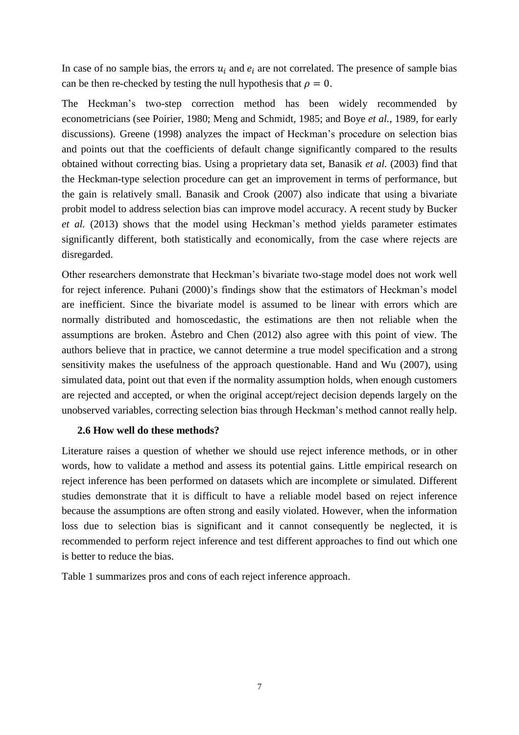In case of no sample bias, the errors $u_i$ and $e_i$ are not correlated. The presence of sample bias can be then re-checked by testing the null hypothesis that $\rho = 0$.

The Heckman's two-step correction method has been widely recommended by econometricians (see Poirier, 1980; Meng and Schmidt, 1985; and Boye *et al.*, 1989, for early discussions). Greene (1998) analyzes the impact of Heckman's procedure on selection bias and points out that the coefficients of default change significantly compared to the results obtained without correcting bias. Using a proprietary data set, Banasik *et al.* (2003) find that the Heckman-type selection procedure can get an improvement in terms of performance, but the gain is relatively small. Banasik and Crook (2007) also indicate that using a bivariate probit model to address selection bias can improve model accuracy. A recent study by Bucker *et al.* (2013) shows that the model using Heckman's method yields parameter estimates significantly different, both statistically and economically, from the case where rejects are disregarded.

Other researchers demonstrate that Heckman's bivariate two-stage model does not work well for reject inference. Puhani (2000)'s findings show that the estimators of Heckman's model are inefficient. Since the bivariate model is assumed to be linear with errors which are normally distributed and homoscedastic, the estimations are then not reliable when the assumptions are broken. Åstebro and Chen (2012) also agree with this point of view. The authors believe that in practice, we cannot determine a true model specification and a strong sensitivity makes the usefulness of the approach questionable. Hand and Wu (2007), using simulated data, point out that even if the normality assumption holds, when enough customers are rejected and accepted, or when the original accept/reject decision depends largely on the unobserved variables, correcting selection bias through Heckman's method cannot really help.

### 2.6 How well do these methods?

Literature raises a question of whether we should use reject inference methods, or in other words, how to validate a method and assess its potential gains. Little empirical research on reject inference has been performed on datasets which are incomplete or simulated. Different studies demonstrate that it is difficult to have a reliable model based on reject inference because the assumptions are often strong and easily violated. However, when the information loss due to selection bias is significant and it cannot consequently be neglected, it is recommended to perform reject inference and test different approaches to find out which one is better to reduce the bias.

Table 1 summarizes pros and cons of each reject inference approach.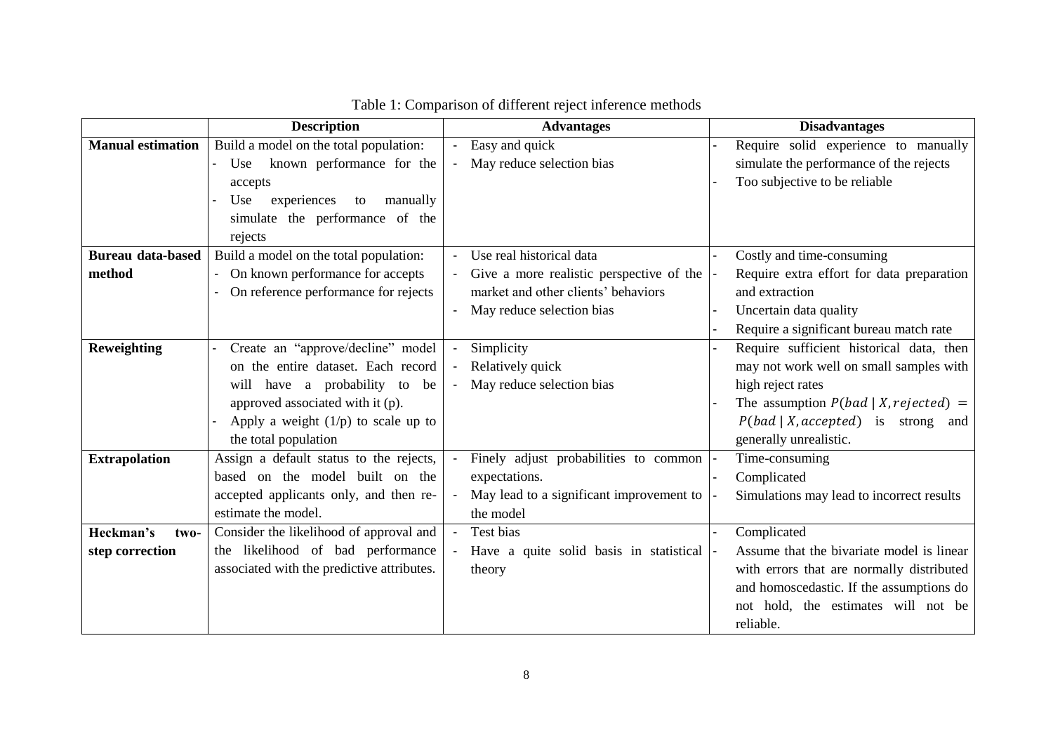Table 1: Comparison of different reject inference methods

| | Description | Advantages | Disadvantages |
|---|---|---|---|
| **Manual estimation** | Build a model on the total population:<br>- Use known performance for the accepts<br>- Use experiences to manually simulate the performance of the rejects | - Easy and quick<br>- May reduce selection bias | - Require solid experience to manually simulate the performance of the rejects<br>- Too subjective to be reliable |
| **Bureau data-based method** | Build a model on the total population:<br>- On known performance for accepts<br>- On reference performance for rejects | - Use real historical data<br>- Give a more realistic perspective of the market and other clients' behaviors<br>- May reduce selection bias | - Costly and time-consuming<br>- Require extra effort for data preparation and extraction<br>- Uncertain data quality<br>- Require a significant bureau match rate |
| **Reweighting** | - Create an "approve/decline" model on the entire dataset. Each record will have a probability to be approved associated with it (p).<br>- Apply a weight (1/p) to scale up to the total population | - Simplicity<br>- Relatively quick<br>- May reduce selection bias | - Require sufficient historical data, then may not work well on small samples with high reject rates<br>- The assumption $P(bad \mid X, rejected) = P(bad \mid X, accepted)$ is strong and generally unrealistic. |
| **Extrapolation** | Assign a default status to the rejects, based on the model built on the accepted applicants only, and then re-estimate the model. | - Finely adjust probabilities to common expectations.<br>- May lead to a significant improvement to the model | - Time-consuming<br>- Complicated<br>- Simulations may lead to incorrect results |
| **Heckman's two-step correction** | Consider the likelihood of approval and the likelihood of bad performance associated with the predictive attributes. | - Test bias<br>- Have a quite solid basis in statistical theory | - Complicated<br>- Assume that the bivariate model is linear with errors that are normally distributed and homoscedastic. If the assumptions do not hold, the estimates will not be reliable. |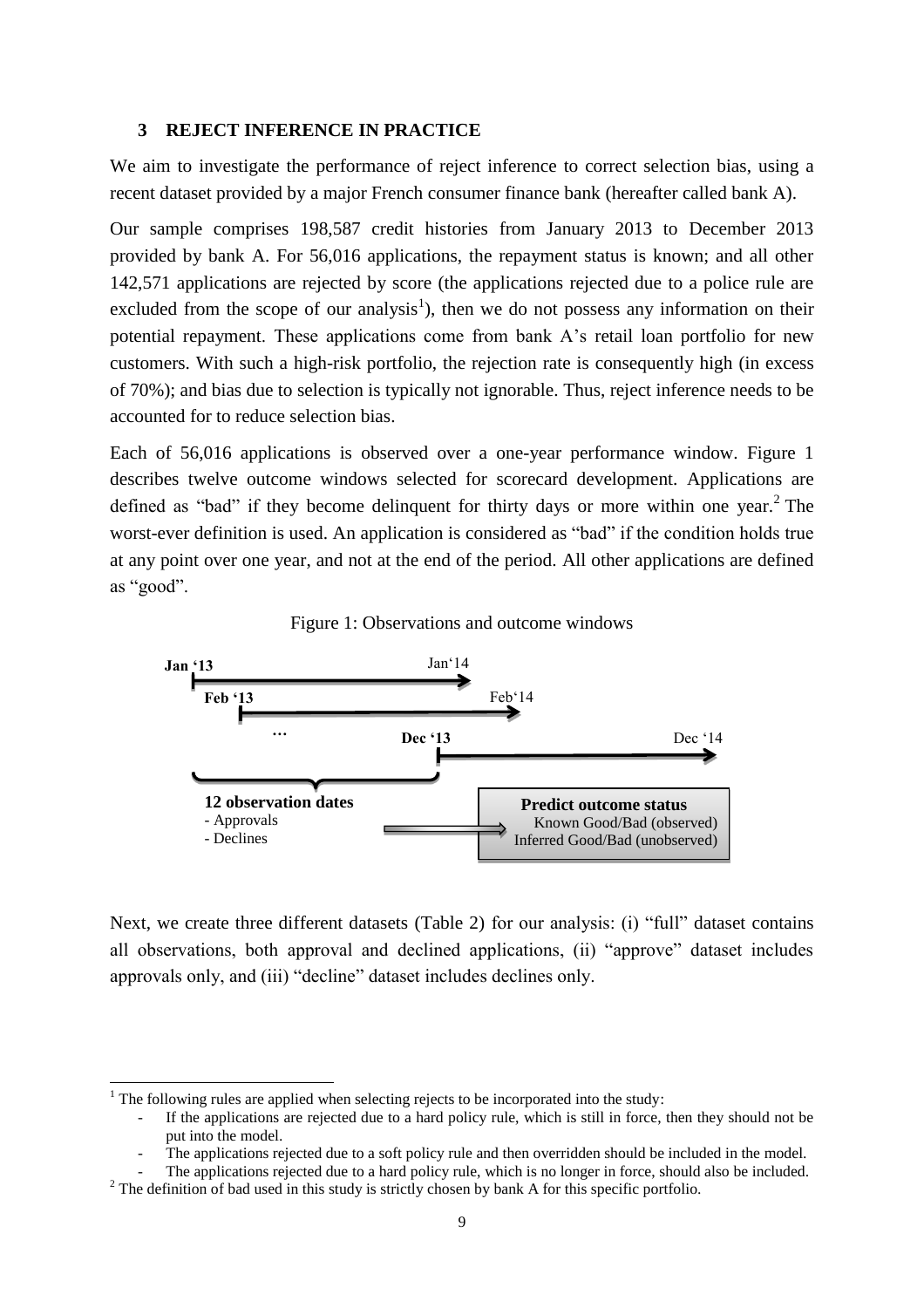## 3 REJECT INFERENCE IN PRACTICE

We aim to investigate the performance of reject inference to correct selection bias, using a recent dataset provided by a major French consumer finance bank (hereafter called bank A).

Our sample comprises 198,587 credit histories from January 2013 to December 2013 provided by bank A. For 56,016 applications, the repayment status is known; and all other 142,571 applications are rejected by score (the applications rejected due to a police rule are excluded from the scope of our analysis[1]), then we do not possess any information on their potential repayment. These applications come from bank A's retail loan portfolio for new customers. With such a high-risk portfolio, the rejection rate is consequently high (in excess of 70%); and bias due to selection is typically not ignorable. Thus, reject inference needs to be accounted for to reduce selection bias.

Each of 56,016 applications is observed over a one-year performance window. Figure 1 describes twelve outcome windows selected for scorecard development. Applications are defined as "bad" if they become delinquent for thirty days or more within one year.[2] The worst-ever definition is used. An application is considered as "bad" if the condition holds true at any point over one year, and not at the end of the period. All other applications are defined as "good".

Figure 1: Observations and outcome windows

Jan '13 → Jan'14

Feb '13 → Feb'14

…

Dec '13 → Dec '14

**12 observation dates**
- Approvals
- Declines

**Predict outcome status**
Known Good/Bad (observed)
Inferred Good/Bad (unobserved)

Next, we create three different datasets (Table 2) for our analysis: (i) "full" dataset contains all observations, both approval and declined applications, (ii) "approve" dataset includes approvals only, and (iii) "decline" dataset includes declines only.

---

[1] The following rules are applied when selecting rejects to be incorporated into the study:
- If the applications are rejected due to a hard policy rule, which is still in force, then they should not be put into the model.
- The applications rejected due to a soft policy rule and then overridden should be included in the model.
- The applications rejected due to a hard policy rule, which is no longer in force, should also be included.

[2] The definition of bad used in this study is strictly chosen by bank A for this specific portfolio.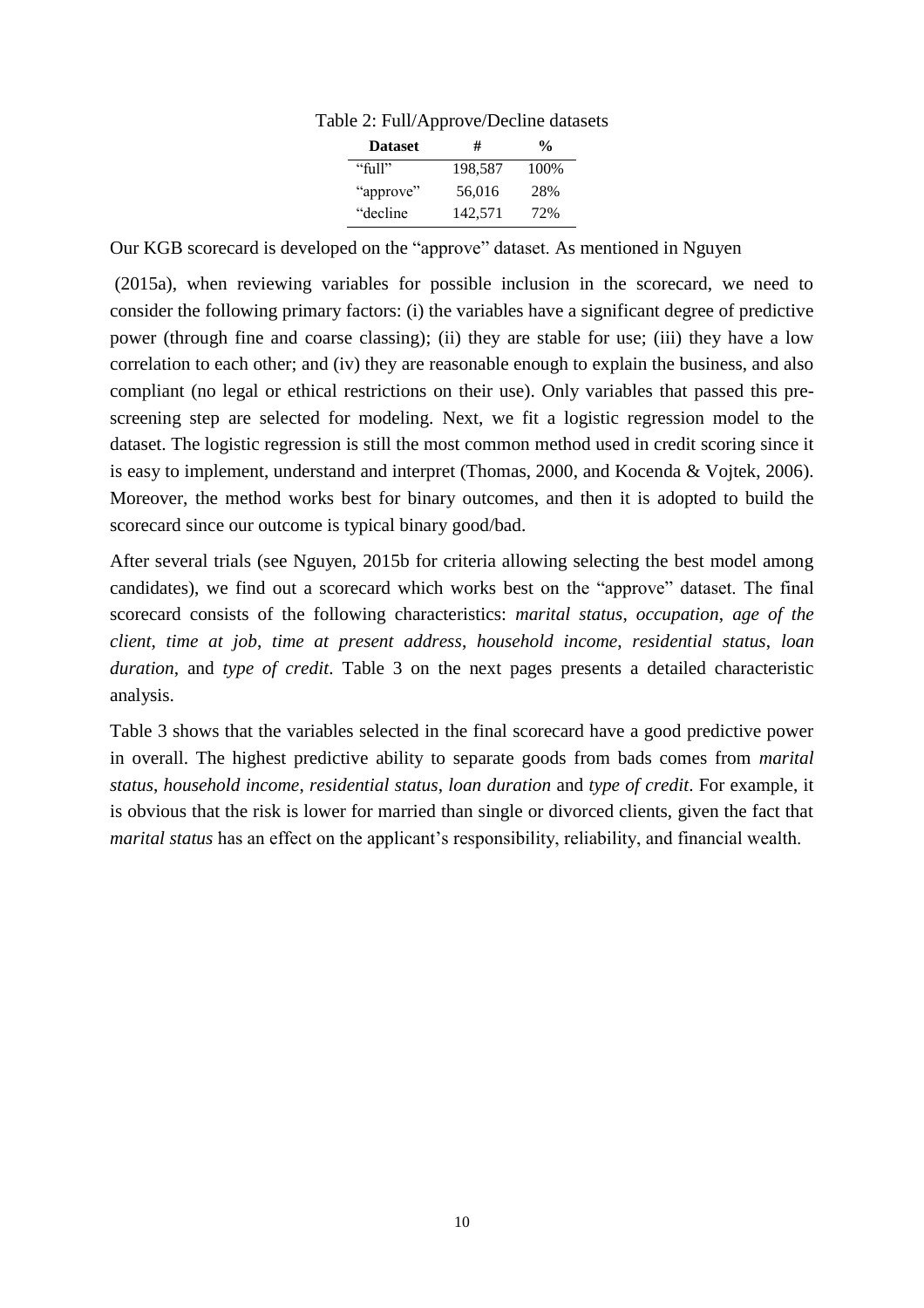Table 2: Full/Approve/Decline datasets

| Dataset | # | % |
|---|---|---|
| "full" | 198,587 | 100% |
| "approve" | 56,016 | 28% |
| "decline | 142,571 | 72% |

Our KGB scorecard is developed on the "approve" dataset. As mentioned in Nguyen (2015a), when reviewing variables for possible inclusion in the scorecard, we need to consider the following primary factors: (i) the variables have a significant degree of predictive power (through fine and coarse classing); (ii) they are stable for use; (iii) they have a low correlation to each other; and (iv) they are reasonable enough to explain the business, and also compliant (no legal or ethical restrictions on their use). Only variables that passed this pre-screening step are selected for modeling. Next, we fit a logistic regression model to the dataset. The logistic regression is still the most common method used in credit scoring since it is easy to implement, understand and interpret (Thomas, 2000, and Kocenda & Vojtek, 2006). Moreover, the method works best for binary outcomes, and then it is adopted to build the scorecard since our outcome is typical binary good/bad.

After several trials (see Nguyen, 2015b for criteria allowing selecting the best model among candidates), we find out a scorecard which works best on the "approve" dataset. The final scorecard consists of the following characteristics: *marital status*, *occupation*, *age of the client*, *time at job*, *time at present address*, *household income*, *residential status*, *loan duration*, and *type of credit*. Table 3 on the next pages presents a detailed characteristic analysis.

Table 3 shows that the variables selected in the final scorecard have a good predictive power in overall. The highest predictive ability to separate goods from bads comes from *marital status*, *household income*, *residential status*, *loan duration* and *type of credit*. For example, it is obvious that the risk is lower for married than single or divorced clients, given the fact that *marital status* has an effect on the applicant's responsibility, reliability, and financial wealth.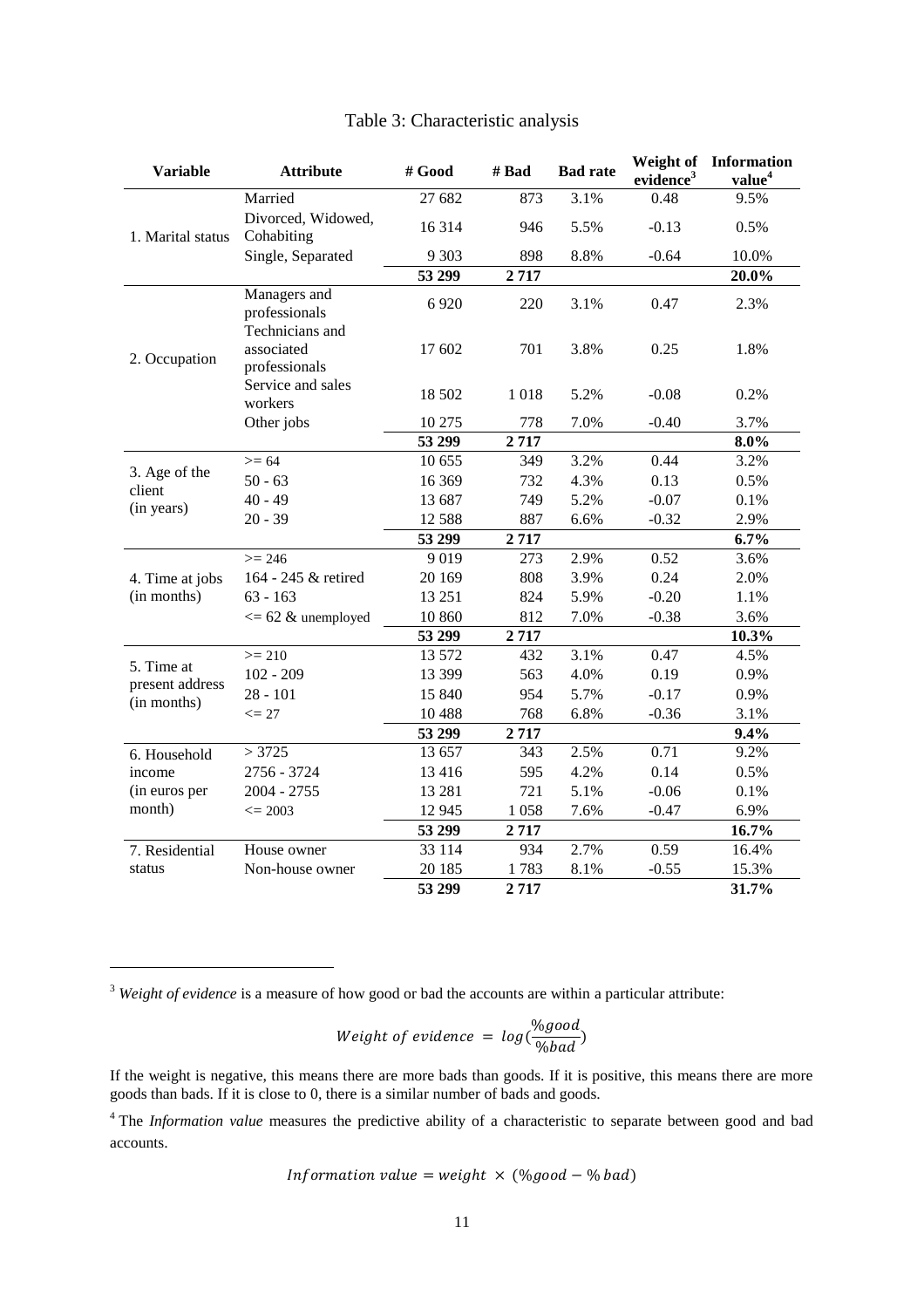Table 3: Characteristic analysis

| Variable | Attribute | # Good | # Bad | Bad rate | Weight of evidence[3] | Information value[4] |
|---|---|---|---|---|---|---|
| 1. Marital status | Married | 27 682 | 873 | 3.1% | 0.48 | 9.5% |
| | Divorced, Widowed, Cohabiting | 16 314 | 946 | 5.5% | -0.13 | 0.5% |
| | Single, Separated | 9 303 | 898 | 8.8% | -0.64 | 10.0% |
| | | **53 299** | **2 717** | | | **20.0%** |
| 2. Occupation | Managers and professionals | 6 920 | 220 | 3.1% | 0.47 | 2.3% |
| | Technicians and associated professionals | 17 602 | 701 | 3.8% | 0.25 | 1.8% |
| | Service and sales workers | 18 502 | 1 018 | 5.2% | -0.08 | 0.2% |
| | Other jobs | 10 275 | 778 | 7.0% | -0.40 | 3.7% |
| | | **53 299** | **2 717** | | | **8.0%** |
| 3. Age of the client (in years) | >= 64 | 10 655 | 349 | 3.2% | 0.44 | 3.2% |
| | 50 - 63 | 16 369 | 732 | 4.3% | 0.13 | 0.5% |
| | 40 - 49 | 13 687 | 749 | 5.2% | -0.07 | 0.1% |
| | 20 - 39 | 12 588 | 887 | 6.6% | -0.32 | 2.9% |
| | | **53 299** | **2 717** | | | **6.7%** |
| 4. Time at jobs (in months) | >= 246 | 9 019 | 273 | 2.9% | 0.52 | 3.6% |
| | 164 - 245 & retired | 20 169 | 808 | 3.9% | 0.24 | 2.0% |
| | 63 - 163 | 13 251 | 824 | 5.9% | -0.20 | 1.1% |
| | <= 62 & unemployed | 10 860 | 812 | 7.0% | -0.38 | 3.6% |
| | | **53 299** | **2 717** | | | **10.3%** |
| 5. Time at present address (in months) | >= 210 | 13 572 | 432 | 3.1% | 0.47 | 4.5% |
| | 102 - 209 | 13 399 | 563 | 4.0% | 0.19 | 0.9% |
| | 28 - 101 | 15 840 | 954 | 5.7% | -0.17 | 0.9% |
| | <= 27 | 10 488 | 768 | 6.8% | -0.36 | 3.1% |
| | | **53 299** | **2 717** | | | **9.4%** |
| 6. Household income (in euros per month) | > 3725 | 13 657 | 343 | 2.5% | 0.71 | 9.2% |
| | 2756 - 3724 | 13 416 | 595 | 4.2% | 0.14 | 0.5% |
| | 2004 - 2755 | 13 281 | 721 | 5.1% | -0.06 | 0.1% |
| | <= 2003 | 12 945 | 1 058 | 7.6% | -0.47 | 6.9% |
| | | **53 299** | **2 717** | | | **16.7%** |
| 7. Residential status | House owner | 33 114 | 934 | 2.7% | 0.59 | 16.4% |
| | Non-house owner | 20 185 | 1 783 | 8.1% | -0.55 | 15.3% |
| | | **53 299** | **2 717** | | | **31.7%** |

---

[3] *Weight of evidence* is a measure of how good or bad the accounts are within a particular attribute:

$$Weight\ of\ evidence\ =\ log(\frac{\%good}{\%bad})$$

If the weight is negative, this means there are more bads than goods. If it is positive, this means there are more goods than bads. If it is close to 0, there is a similar number of bads and goods.

[4] The *Information value* measures the predictive ability of a characteristic to separate between good and bad accounts.

$$Information\ value = weight\ \times\ (\%good - \%\ bad)$$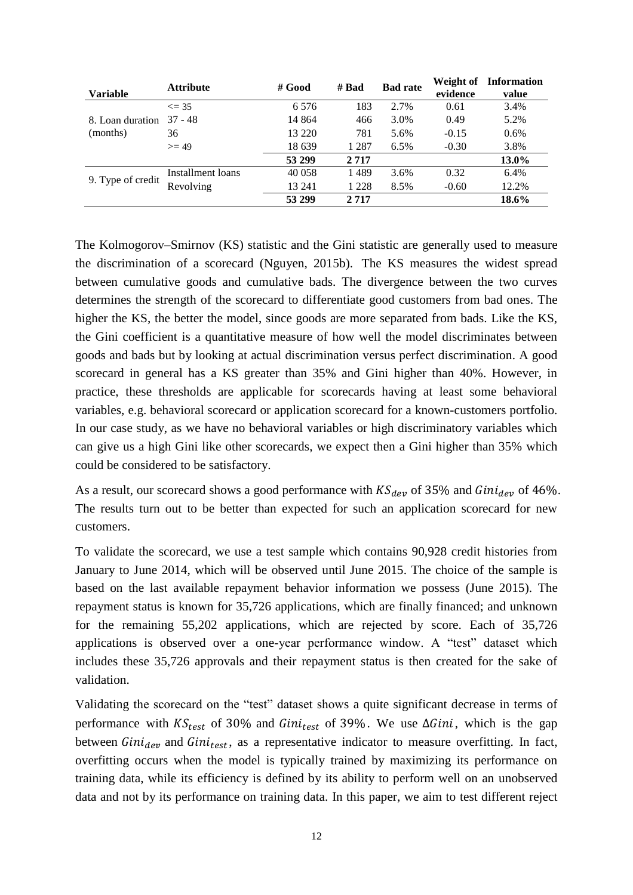| Variable | Attribute | # Good | # Bad | Bad rate | Weight of evidence | Information value |
|---|---|---|---|---|---|---|
| 8. Loan duration (months) | <= 35 | 6 576 | 183 | 2.7% | 0.61 | 3.4% |
| | 37 - 48 | 14 864 | 466 | 3.0% | 0.49 | 5.2% |
| | 36 | 13 220 | 781 | 5.6% | -0.15 | 0.6% |
| | >= 49 | 18 639 | 1 287 | 6.5% | -0.30 | 3.8% |
| | | **53 299** | **2 717** | | | **13.0%** |
| 9. Type of credit | Installment loans | 40 058 | 1 489 | 3.6% | 0.32 | 6.4% |
| | Revolving | 13 241 | 1 228 | 8.5% | -0.60 | 12.2% |
| | | **53 299** | **2 717** | | | **18.6%** |

The Kolmogorov–Smirnov (KS) statistic and the Gini statistic are generally used to measure the discrimination of a scorecard (Nguyen, 2015b). The KS measures the widest spread between cumulative goods and cumulative bads. The divergence between the two curves determines the strength of the scorecard to differentiate good customers from bad ones. The higher the KS, the better the model, since goods are more separated from bads. Like the KS, the Gini coefficient is a quantitative measure of how well the model discriminates between goods and bads but by looking at actual discrimination versus perfect discrimination. A good scorecard in general has a KS greater than 35% and Gini higher than 40%. However, in practice, these thresholds are applicable for scorecards having at least some behavioral variables, e.g. behavioral scorecard or application scorecard for a known-customers portfolio. In our case study, as we have no behavioral variables or high discriminatory variables which can give us a high Gini like other scorecards, we expect then a Gini higher than 35% which could be considered to be satisfactory.

As a result, our scorecard shows a good performance with $KS_{dev}$ of 35% and $Gini_{dev}$ of 46%. The results turn out to be better than expected for such an application scorecard for new customers.

To validate the scorecard, we use a test sample which contains 90,928 credit histories from January to June 2014, which will be observed until June 2015. The choice of the sample is based on the last available repayment behavior information we possess (June 2015). The repayment status is known for 35,726 applications, which are finally financed; and unknown for the remaining 55,202 applications, which are rejected by score. Each of 35,726 applications is observed over a one-year performance window. A "test" dataset which includes these 35,726 approvals and their repayment status is then created for the sake of validation.

Validating the scorecard on the "test" dataset shows a quite significant decrease in terms of performance with $KS_{test}$ of 30% and $Gini_{test}$ of 39%. We use $\Delta Gini$, which is the gap between $Gini_{dev}$ and $Gini_{test}$, as a representative indicator to measure overfitting. In fact, overfitting occurs when the model is typically trained by maximizing its performance on training data, while its efficiency is defined by its ability to perform well on an unobserved data and not by its performance on training data. In this paper, we aim to test different reject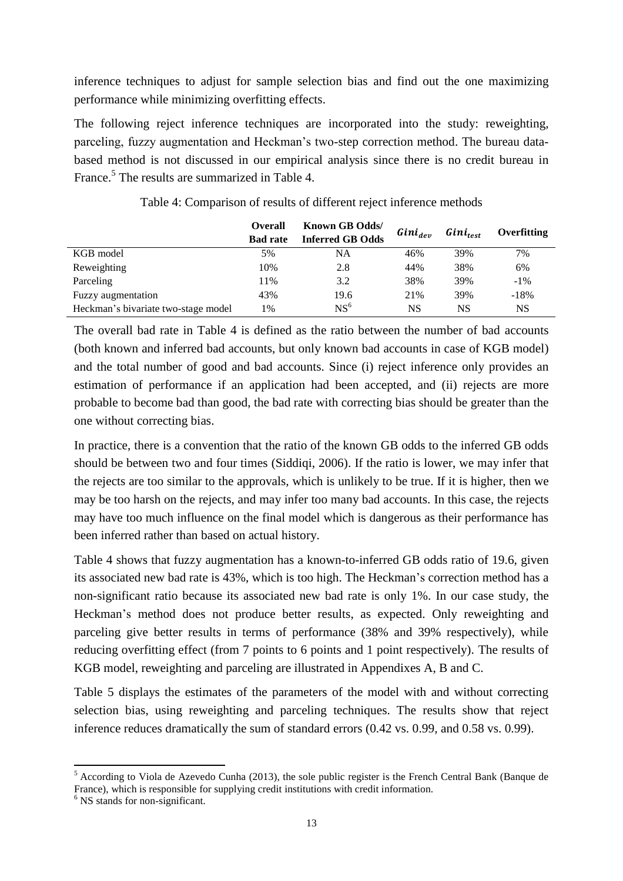inference techniques to adjust for sample selection bias and find out the one maximizing performance while minimizing overfitting effects.

The following reject inference techniques are incorporated into the study: reweighting, parceling, fuzzy augmentation and Heckman's two-step correction method. The bureau data-based method is not discussed in our empirical analysis since there is no credit bureau in France.[5] The results are summarized in Table 4.

Table 4: Comparison of results of different reject inference methods

| | Overall Bad rate | Known GB Odds/ Inferred GB Odds | $Gini_{dev}$ | $Gini_{test}$ | Overfitting |
|---|---|---|---|---|---|
| KGB model | 5% | NA | 46% | 39% | 7% |
| Reweighting | 10% | 2.8 | 44% | 38% | 6% |
| Parceling | 11% | 3.2 | 38% | 39% | -1% |
| Fuzzy augmentation | 43% | 19.6 | 21% | 39% | -18% |
| Heckman's bivariate two-stage model | 1% | NS[6] | NS | NS | NS |

The overall bad rate in Table 4 is defined as the ratio between the number of bad accounts (both known and inferred bad accounts, but only known bad accounts in case of KGB model) and the total number of good and bad accounts. Since (i) reject inference only provides an estimation of performance if an application had been accepted, and (ii) rejects are more probable to become bad than good, the bad rate with correcting bias should be greater than the one without correcting bias.

In practice, there is a convention that the ratio of the known GB odds to the inferred GB odds should be between two and four times (Siddiqi, 2006). If the ratio is lower, we may infer that the rejects are too similar to the approvals, which is unlikely to be true. If it is higher, then we may be too harsh on the rejects, and may infer too many bad accounts. In this case, the rejects may have too much influence on the final model which is dangerous as their performance has been inferred rather than based on actual history.

Table 4 shows that fuzzy augmentation has a known-to-inferred GB odds ratio of 19.6, given its associated new bad rate is 43%, which is too high. The Heckman's correction method has a non-significant ratio because its associated new bad rate is only 1%. In our case study, the Heckman's method does not produce better results, as expected. Only reweighting and parceling give better results in terms of performance (38% and 39% respectively), while reducing overfitting effect (from 7 points to 6 points and 1 point respectively). The results of KGB model, reweighting and parceling are illustrated in Appendixes A, B and C.

Table 5 displays the estimates of the parameters of the model with and without correcting selection bias, using reweighting and parceling techniques. The results show that reject inference reduces dramatically the sum of standard errors (0.42 vs. 0.99, and 0.58 vs. 0.99).

[5] According to Viola de Azevedo Cunha (2013), the sole public register is the French Central Bank (Banque de France), which is responsible for supplying credit institutions with credit information.

[6] NS stands for non-significant.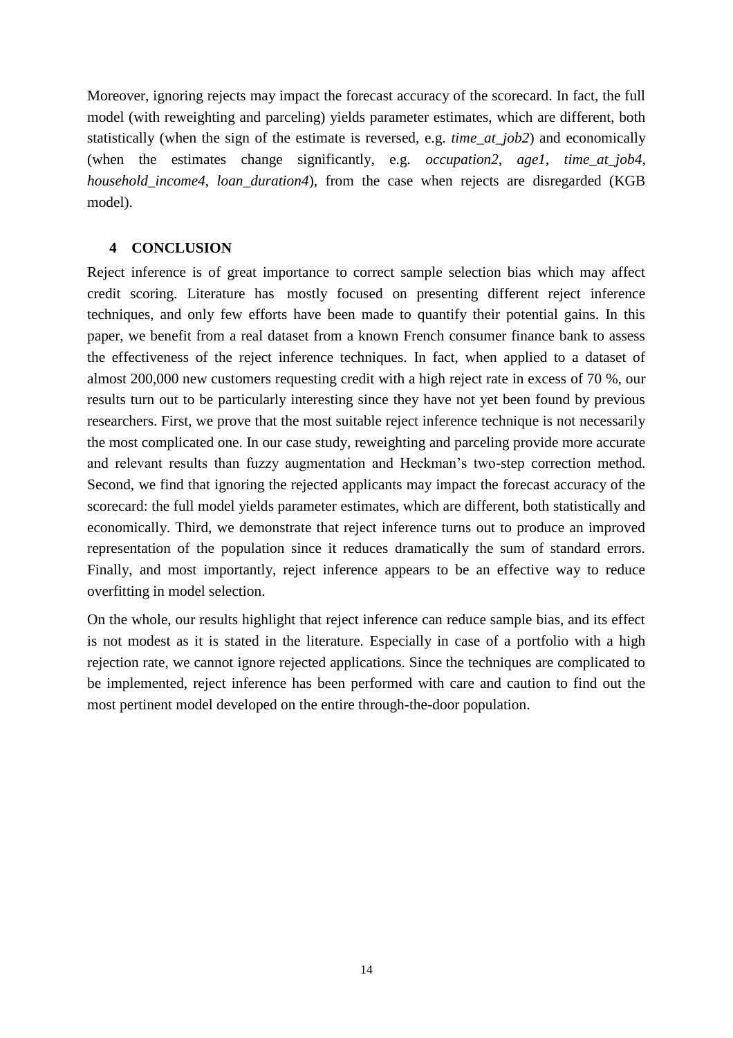Moreover, ignoring rejects may impact the forecast accuracy of the scorecard. In fact, the full model (with reweighting and parceling) yields parameter estimates, which are different, both statistically (when the sign of the estimate is reversed, e.g. *time_at_job2*) and economically (when the estimates change significantly, e.g. *occupation2*, *age1*, *time_at_job4*, *household_income4*, *loan_duration4*), from the case when rejects are disregarded (KGB model).

## 4 CONCLUSION

Reject inference is of great importance to correct sample selection bias which may affect credit scoring. Literature has mostly focused on presenting different reject inference techniques, and only few efforts have been made to quantify their potential gains. In this paper, we benefit from a real dataset from a known French consumer finance bank to assess the effectiveness of the reject inference techniques. In fact, when applied to a dataset of almost 200,000 new customers requesting credit with a high reject rate in excess of 70 %, our results turn out to be particularly interesting since they have not yet been found by previous researchers. First, we prove that the most suitable reject inference technique is not necessarily the most complicated one. In our case study, reweighting and parceling provide more accurate and relevant results than fuzzy augmentation and Heckman's two-step correction method. Second, we find that ignoring the rejected applicants may impact the forecast accuracy of the scorecard: the full model yields parameter estimates, which are different, both statistically and economically. Third, we demonstrate that reject inference turns out to produce an improved representation of the population since it reduces dramatically the sum of standard errors. Finally, and most importantly, reject inference appears to be an effective way to reduce overfitting in model selection.

On the whole, our results highlight that reject inference can reduce sample bias, and its effect is not modest as it is stated in the literature. Especially in case of a portfolio with a high rejection rate, we cannot ignore rejected applications. Since the techniques are complicated to be implemented, reject inference has been performed with care and caution to find out the most pertinent model developed on the entire through-the-door population.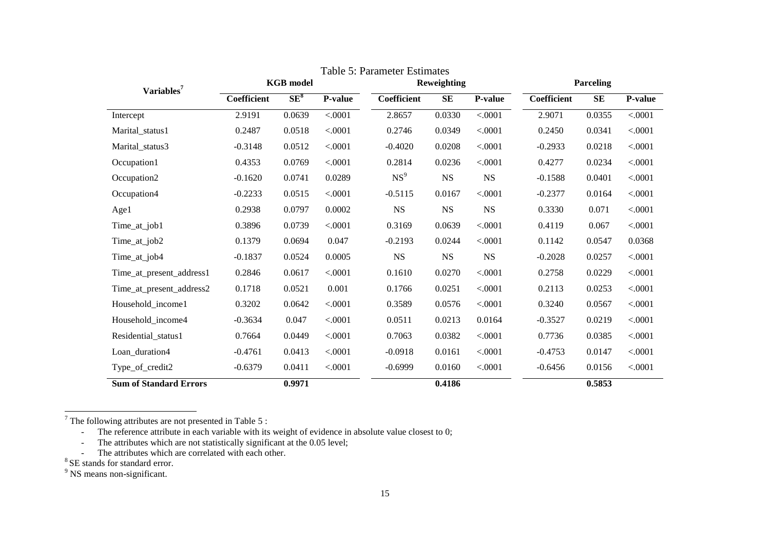Table 5: Parameter Estimates

| Variables[7] | KGB model | | | Reweighting | | | Parceling | | |
|---|---|---|---|---|---|---|---|---|---|
| | Coefficient | SE[8] | P-value | Coefficient | SE | P-value | Coefficient | SE | P-value |
| Intercept | 2.9191 | 0.0639 | <.0001 | 2.8657 | 0.0330 | <.0001 | 2.9071 | 0.0355 | <.0001 |
| Marital_status1 | 0.2487 | 0.0518 | <.0001 | 0.2746 | 0.0349 | <.0001 | 0.2450 | 0.0341 | <.0001 |
| Marital_status3 | -0.3148 | 0.0512 | <.0001 | -0.4020 | 0.0208 | <.0001 | -0.2933 | 0.0218 | <.0001 |
| Occupation1 | 0.4353 | 0.0769 | <.0001 | 0.2814 | 0.0236 | <.0001 | 0.4277 | 0.0234 | <.0001 |
| Occupation2 | -0.1620 | 0.0741 | 0.0289 | NS[9] | NS | NS | -0.1588 | 0.0401 | <.0001 |
| Occupation4 | -0.2233 | 0.0515 | <.0001 | -0.5115 | 0.0167 | <.0001 | -0.2377 | 0.0164 | <.0001 |
| Age1 | 0.2938 | 0.0797 | 0.0002 | NS | NS | NS | 0.3330 | 0.071 | <.0001 |
| Time_at_job1 | 0.3896 | 0.0739 | <.0001 | 0.3169 | 0.0639 | <.0001 | 0.4119 | 0.067 | <.0001 |
| Time_at_job2 | 0.1379 | 0.0694 | 0.047 | -0.2193 | 0.0244 | <.0001 | 0.1142 | 0.0547 | 0.0368 |
| Time_at_job4 | -0.1837 | 0.0524 | 0.0005 | NS | NS | NS | -0.2028 | 0.0257 | <.0001 |
| Time_at_present_address1 | 0.2846 | 0.0617 | <.0001 | 0.1610 | 0.0270 | <.0001 | 0.2758 | 0.0229 | <.0001 |
| Time_at_present_address2 | 0.1718 | 0.0521 | 0.001 | 0.1766 | 0.0251 | <.0001 | 0.2113 | 0.0253 | <.0001 |
| Household_income1 | 0.3202 | 0.0642 | <.0001 | 0.3589 | 0.0576 | <.0001 | 0.3240 | 0.0567 | <.0001 |
| Household_income4 | -0.3634 | 0.047 | <.0001 | 0.0511 | 0.0213 | 0.0164 | -0.3527 | 0.0219 | <.0001 |
| Residential_status1 | 0.7664 | 0.0449 | <.0001 | 0.7063 | 0.0382 | <.0001 | 0.7736 | 0.0385 | <.0001 |
| Loan_duration4 | -0.4761 | 0.0413 | <.0001 | -0.0918 | 0.0161 | <.0001 | -0.4753 | 0.0147 | <.0001 |
| Type_of_credit2 | -0.6379 | 0.0411 | <.0001 | -0.6999 | 0.0160 | <.0001 | -0.6456 | 0.0156 | <.0001 |
| **Sum of Standard Errors** | | **0.9971** | | | **0.4186** | | | **0.5853** | |

[7] The following attributes are not presented in Table 5 :

- The reference attribute in each variable with its weight of evidence in absolute value closest to 0;
- The attributes which are not statistically significant at the 0.05 level;
- The attributes which are correlated with each other.

[8] SE stands for standard error.

[9] NS means non-significant.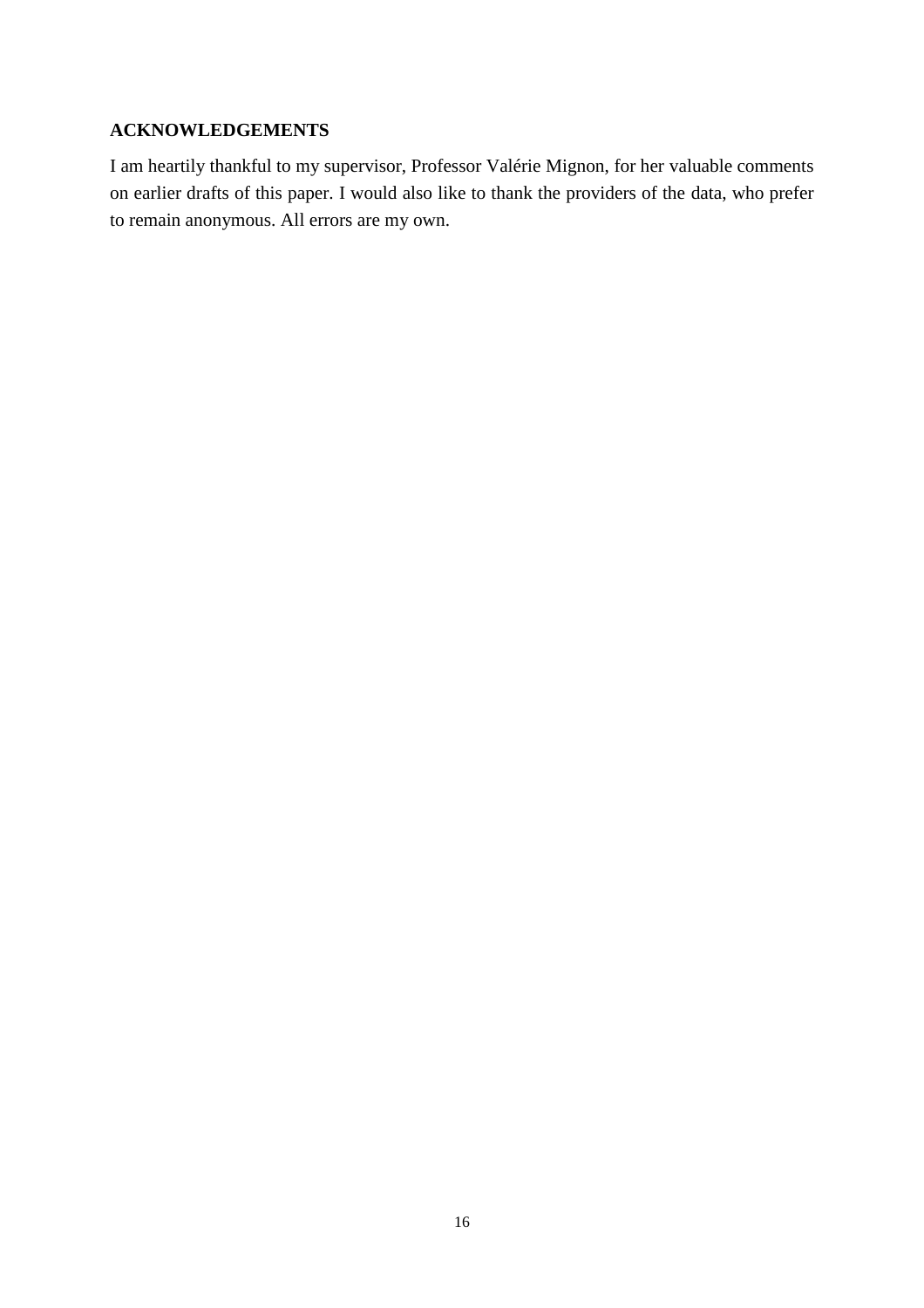## ACKNOWLEDGEMENTS

I am heartily thankful to my supervisor, Professor Valérie Mignon, for her valuable comments on earlier drafts of this paper. I would also like to thank the providers of the data, who prefer to remain anonymous. All errors are my own.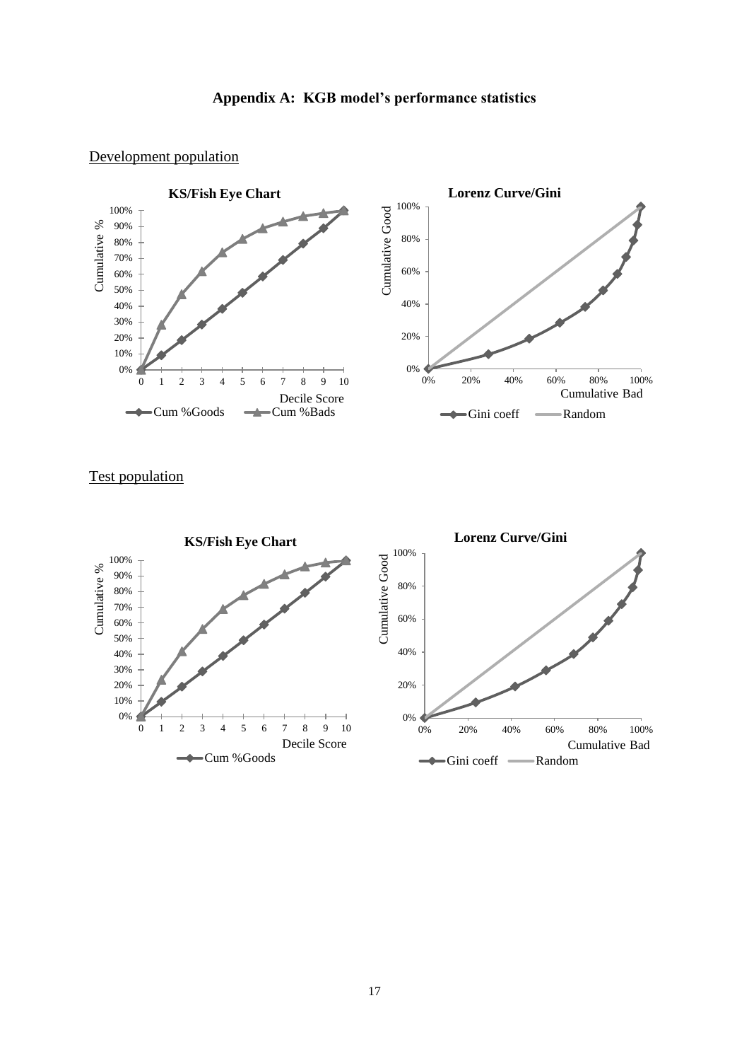# Appendix A: KGB model's performance statistics

Development population

Test population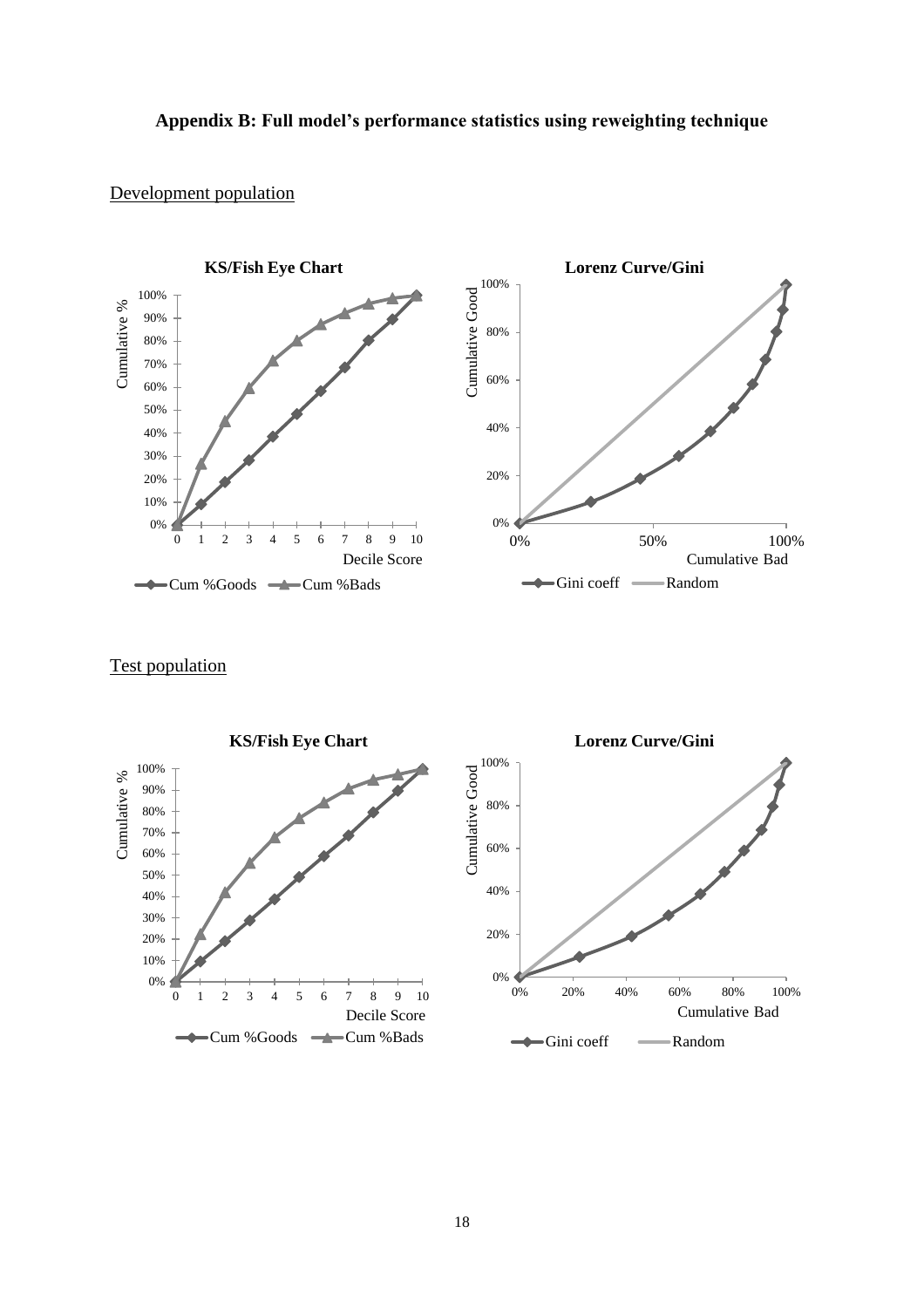## Appendix B: Full model's performance statistics using reweighting technique

Development population

Test population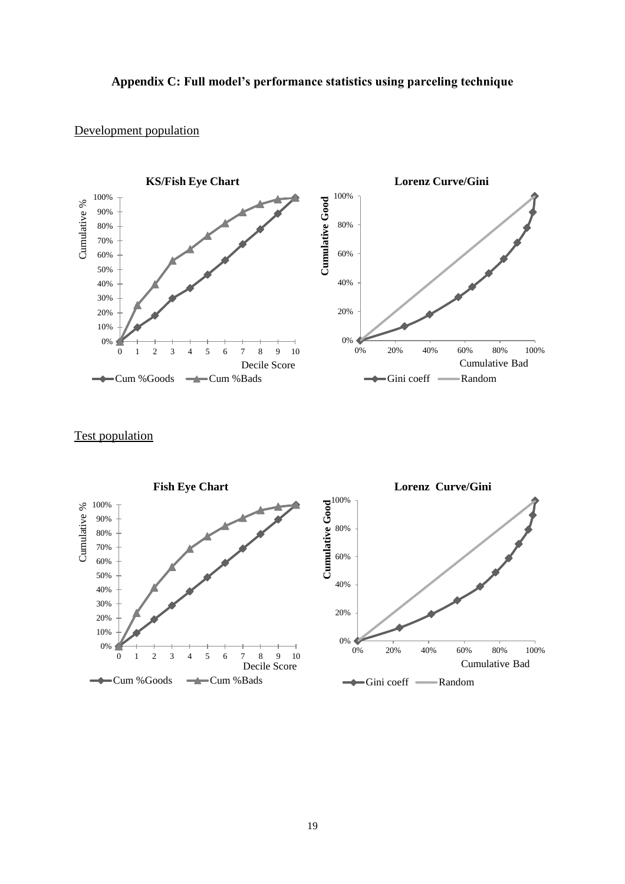## Appendix C: Full model's performance statistics using parceling technique

Development population

Test population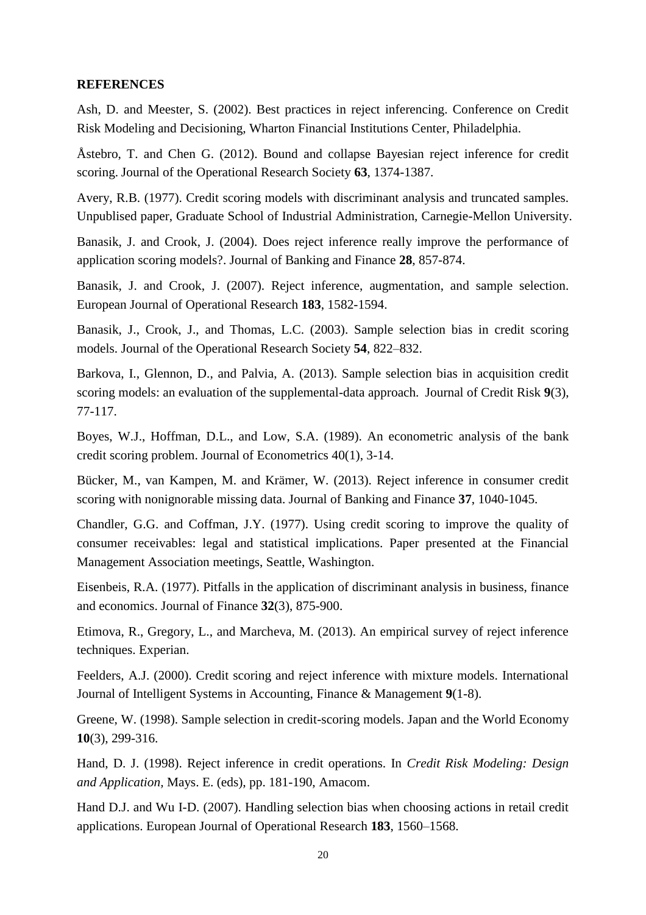## REFERENCES

Ash, D. and Meester, S. (2002). Best practices in reject inferencing. Conference on Credit Risk Modeling and Decisioning, Wharton Financial Institutions Center, Philadelphia.

Åstebro, T. and Chen G. (2012). Bound and collapse Bayesian reject inference for credit scoring. Journal of the Operational Research Society **63**, 1374-1387.

Avery, R.B. (1977). Credit scoring models with discriminant analysis and truncated samples. Unpublised paper, Graduate School of Industrial Administration, Carnegie-Mellon University.

Banasik, J. and Crook, J. (2004). Does reject inference really improve the performance of application scoring models?. Journal of Banking and Finance **28**, 857-874.

Banasik, J. and Crook, J. (2007). Reject inference, augmentation, and sample selection. European Journal of Operational Research **183**, 1582-1594.

Banasik, J., Crook, J., and Thomas, L.C. (2003). Sample selection bias in credit scoring models. Journal of the Operational Research Society **54**, 822–832.

Barkova, I., Glennon, D., and Palvia, A. (2013). Sample selection bias in acquisition credit scoring models: an evaluation of the supplemental-data approach. Journal of Credit Risk **9**(3), 77-117.

Boyes, W.J., Hoffman, D.L., and Low, S.A. (1989). An econometric analysis of the bank credit scoring problem. Journal of Econometrics 40(1), 3-14.

Bücker, M., van Kampen, M. and Krämer, W. (2013). Reject inference in consumer credit scoring with nonignorable missing data. Journal of Banking and Finance **37**, 1040-1045.

Chandler, G.G. and Coffman, J.Y. (1977). Using credit scoring to improve the quality of consumer receivables: legal and statistical implications. Paper presented at the Financial Management Association meetings, Seattle, Washington.

Eisenbeis, R.A. (1977). Pitfalls in the application of discriminant analysis in business, finance and economics. Journal of Finance **32**(3), 875-900.

Etimova, R., Gregory, L., and Marcheva, M. (2013). An empirical survey of reject inference techniques. Experian.

Feelders, A.J. (2000). Credit scoring and reject inference with mixture models. International Journal of Intelligent Systems in Accounting, Finance & Management **9**(1-8).

Greene, W. (1998). Sample selection in credit-scoring models. Japan and the World Economy **10**(3), 299-316.

Hand, D. J. (1998). Reject inference in credit operations. In *Credit Risk Modeling: Design and Application*, Mays. E. (eds), pp. 181-190, Amacom.

Hand D.J. and Wu I-D. (2007). Handling selection bias when choosing actions in retail credit applications. European Journal of Operational Research **183**, 1560–1568.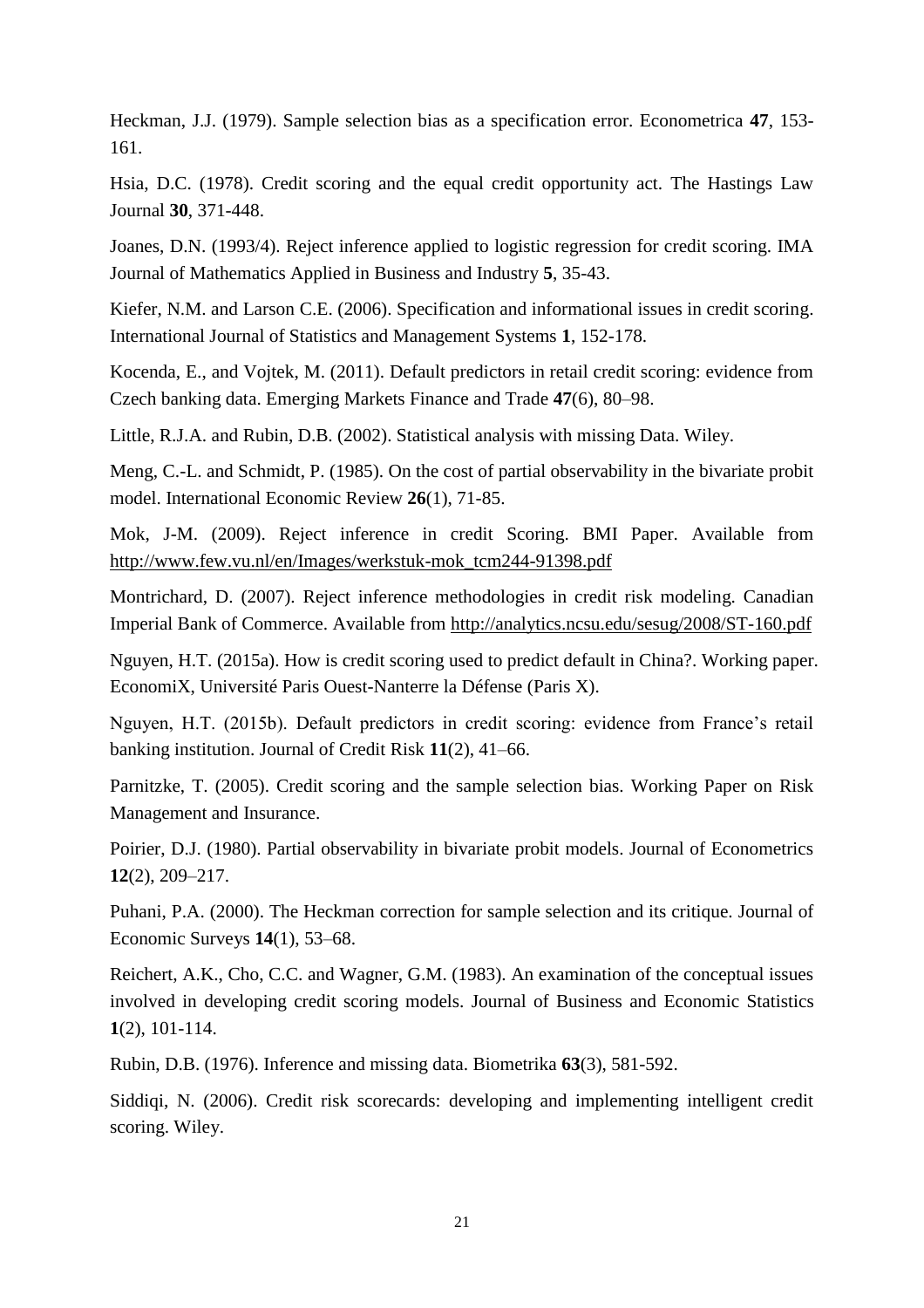Heckman, J.J. (1979). Sample selection bias as a specification error. Econometrica **47**, 153-161.

Hsia, D.C. (1978). Credit scoring and the equal credit opportunity act. The Hastings Law Journal **30**, 371-448.

Joanes, D.N. (1993/4). Reject inference applied to logistic regression for credit scoring. IMA Journal of Mathematics Applied in Business and Industry **5**, 35-43.

Kiefer, N.M. and Larson C.E. (2006). Specification and informational issues in credit scoring. International Journal of Statistics and Management Systems **1**, 152-178.

Kocenda, E., and Vojtek, M. (2011). Default predictors in retail credit scoring: evidence from Czech banking data. Emerging Markets Finance and Trade **47**(6), 80–98.

Little, R.J.A. and Rubin, D.B. (2002). Statistical analysis with missing Data. Wiley.

Meng, C.-L. and Schmidt, P. (1985). On the cost of partial observability in the bivariate probit model. International Economic Review **26**(1), 71-85.

Mok, J-M. (2009). Reject inference in credit Scoring. BMI Paper. Available from http://www.few.vu.nl/en/Images/werkstuk-mok_tcm244-91398.pdf

Montrichard, D. (2007). Reject inference methodologies in credit risk modeling. Canadian Imperial Bank of Commerce. Available from http://analytics.ncsu.edu/sesug/2008/ST-160.pdf

Nguyen, H.T. (2015a). How is credit scoring used to predict default in China?. Working paper. EconomiX, Université Paris Ouest-Nanterre la Défense (Paris X).

Nguyen, H.T. (2015b). Default predictors in credit scoring: evidence from France's retail banking institution. Journal of Credit Risk **11**(2), 41–66.

Parnitzke, T. (2005). Credit scoring and the sample selection bias. Working Paper on Risk Management and Insurance.

Poirier, D.J. (1980). Partial observability in bivariate probit models. Journal of Econometrics **12**(2), 209–217.

Puhani, P.A. (2000). The Heckman correction for sample selection and its critique. Journal of Economic Surveys **14**(1), 53–68.

Reichert, A.K., Cho, C.C. and Wagner, G.M. (1983). An examination of the conceptual issues involved in developing credit scoring models. Journal of Business and Economic Statistics **1**(2), 101-114.

Rubin, D.B. (1976). Inference and missing data. Biometrika **63**(3), 581-592.

Siddiqi, N. (2006). Credit risk scorecards: developing and implementing intelligent credit scoring. Wiley.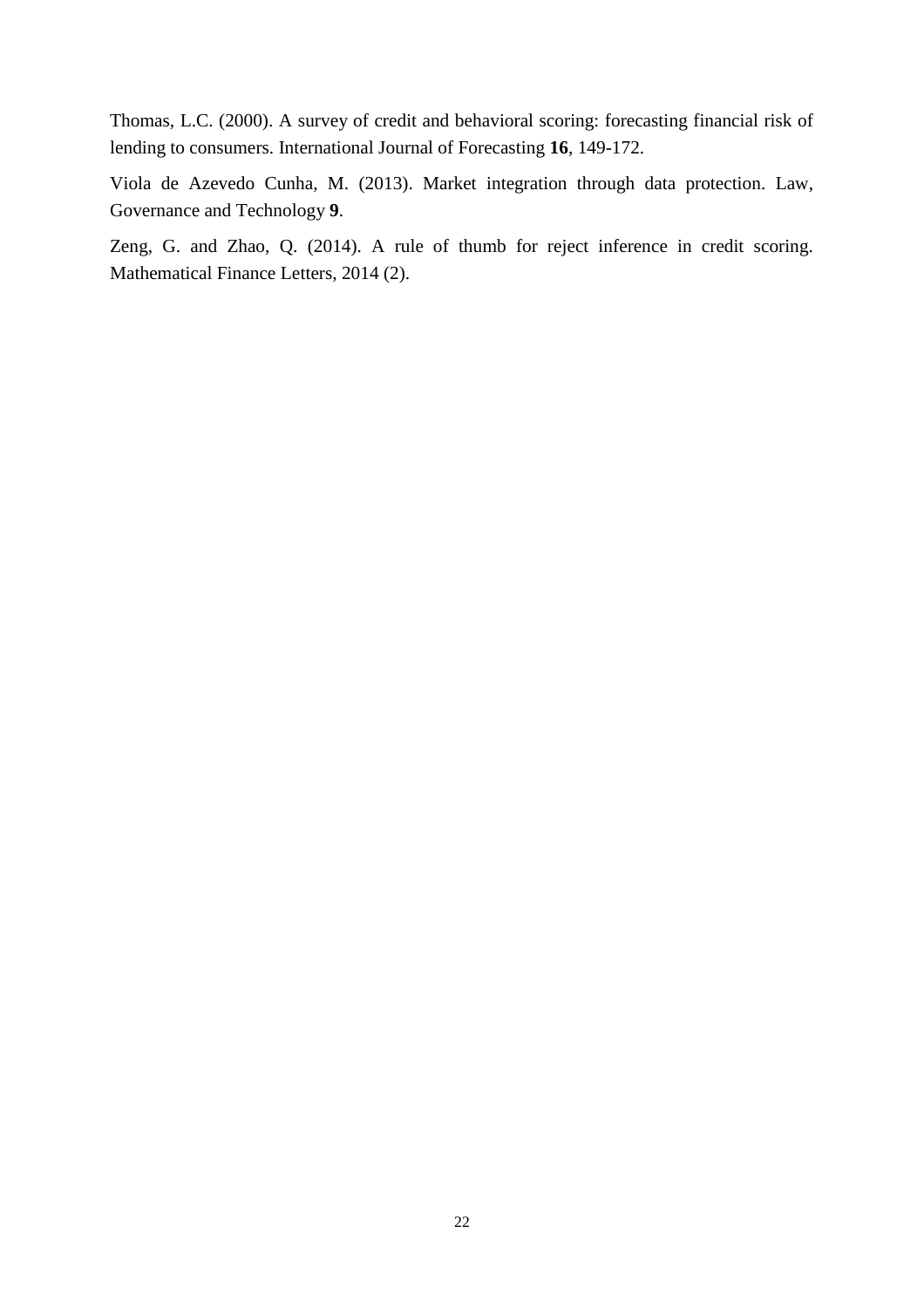Thomas, L.C. (2000). A survey of credit and behavioral scoring: forecasting financial risk of lending to consumers. International Journal of Forecasting **16**, 149-172.

Viola de Azevedo Cunha, M. (2013). Market integration through data protection. Law, Governance and Technology **9**.

Zeng, G. and Zhao, Q. (2014). A rule of thumb for reject inference in credit scoring. Mathematical Finance Letters, 2014 (2).